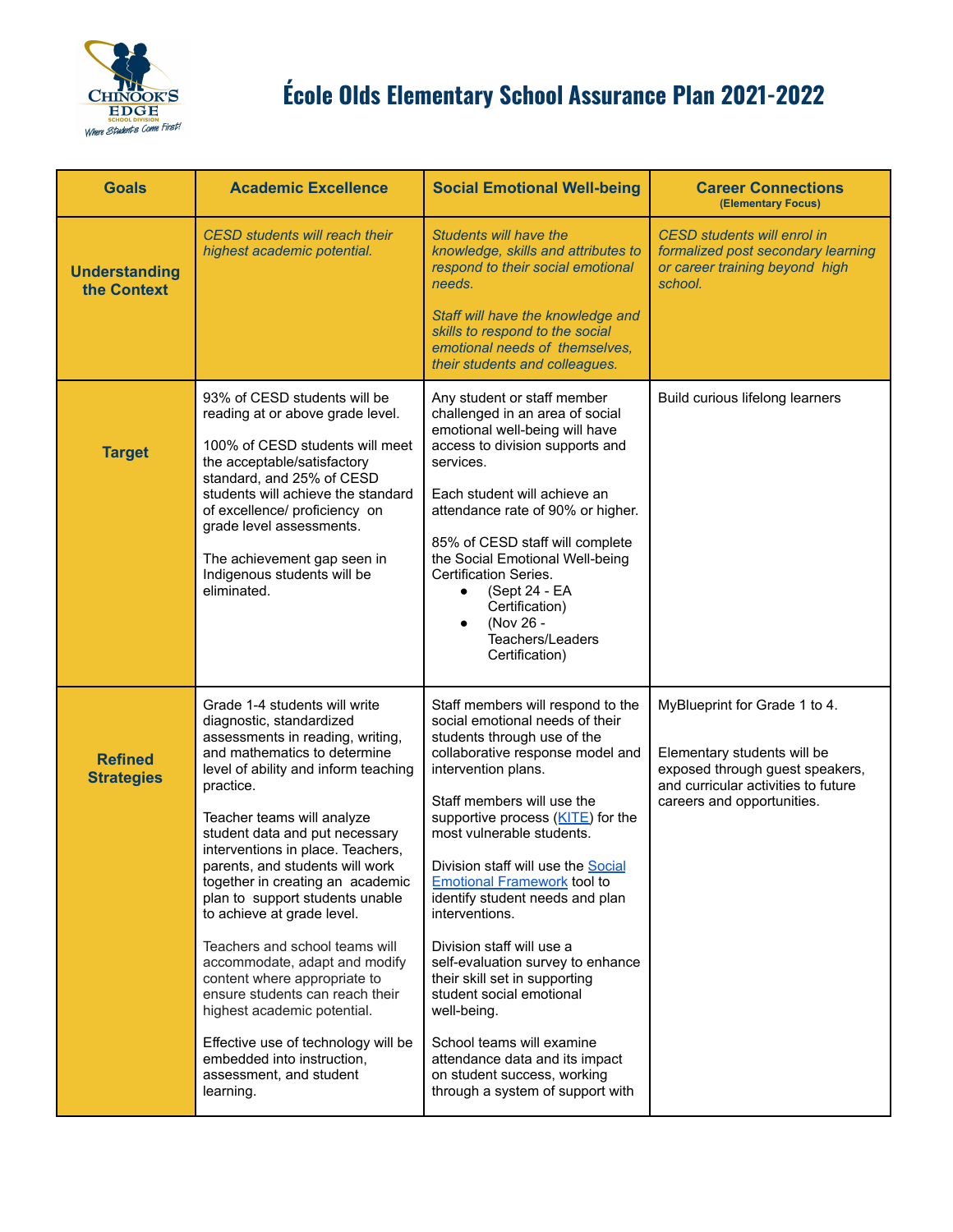# École Olds Elementary School Assurance Plan 2021-2022

| Goals | Academic Excellence | Social Emotional Well-being | Career Connections (Elementary Focus) |
|---|---|---|---|
| **Understanding the Context** | *CESD students will reach their highest academic potential.* | *Students will have the knowledge, skills and attributes to respond to their social emotional needs.*<br><br>*Staff will have the knowledge and skills to respond to the social emotional needs of themselves, their students and colleagues.* | *CESD students will enrol in formalized post secondary learning or career training beyond high school.* |
| **Target** | 93% of CESD students will be reading at or above grade level.<br><br>100% of CESD students will meet the acceptable/satisfactory standard, and 25% of CESD students will achieve the standard of excellence/ proficiency on grade level assessments.<br><br>The achievement gap seen in Indigenous students will be eliminated. | Any student or staff member challenged in an area of social emotional well-being will have access to division supports and services.<br><br>Each student will achieve an attendance rate of 90% or higher.<br><br>85% of CESD staff will complete the Social Emotional Well-being Certification Series.<br>● (Sept 24 - EA Certification)<br>● (Nov 26 - Teachers/Leaders Certification) | Build curious lifelong learners |
| **Refined Strategies** | Grade 1-4 students will write diagnostic, standardized assessments in reading, writing, and mathematics to determine level of ability and inform teaching practice.<br><br>Teacher teams will analyze student data and put necessary interventions in place. Teachers, parents, and students will work together in creating an academic plan to support students unable to achieve at grade level.<br><br>Teachers and school teams will accommodate, adapt and modify content where appropriate to ensure students can reach their highest academic potential.<br><br>Effective use of technology will be embedded into instruction, assessment, and student learning. | Staff members will respond to the social emotional needs of their students through use of the collaborative response model and intervention plans.<br><br>Staff members will use the supportive process (KITE) for the most vulnerable students.<br><br>Division staff will use the Social Emotional Framework tool to identify student needs and plan interventions.<br><br>Division staff will use a self-evaluation survey to enhance their skill set in supporting student social emotional well-being.<br><br>School teams will examine attendance data and its impact on student success, working through a system of support with | MyBlueprint for Grade 1 to 4.<br><br>Elementary students will be exposed through guest speakers, and curricular activities to future careers and opportunities. |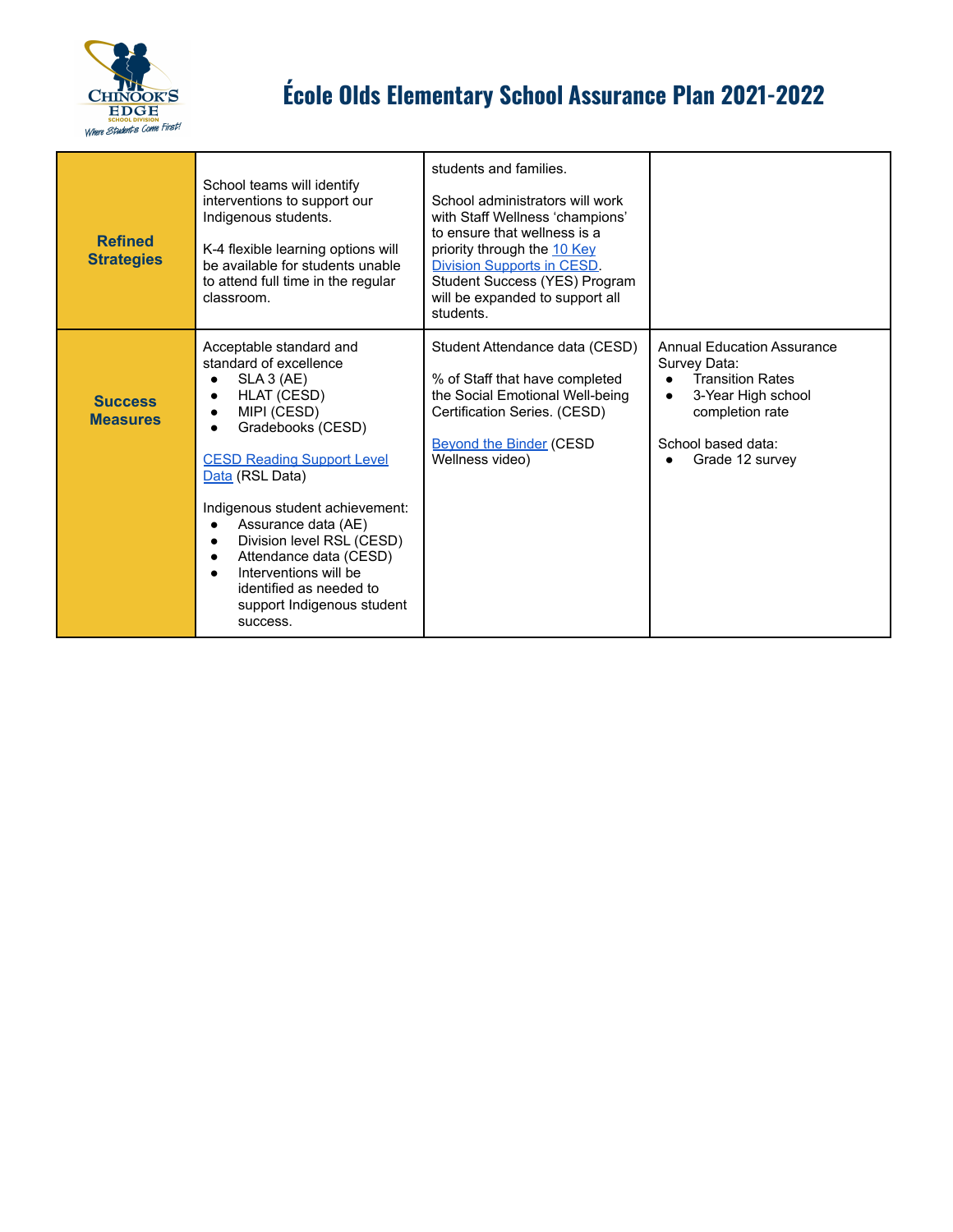# École Olds Elementary School Assurance Plan 2021-2022

| | | | |
|---|---|---|---|
| **Refined Strategies** | School teams will identify interventions to support our Indigenous students.<br><br>K-4 flexible learning options will be available for students unable to attend full time in the regular classroom. | students and families.<br><br>School administrators will work with Staff Wellness 'champions' to ensure that wellness is a priority through the [10 Key Division Supports in CESD](). Student Success (YES) Program will be expanded to support all students. | |
| **Success Measures** | Acceptable standard and standard of excellence<br>• SLA 3 (AE)<br>• HLAT (CESD)<br>• MIPI (CESD)<br>• Gradebooks (CESD)<br><br>[CESD Reading Support Level Data]() (RSL Data)<br><br>Indigenous student achievement:<br>• Assurance data (AE)<br>• Division level RSL (CESD)<br>• Attendance data (CESD)<br>• Interventions will be identified as needed to support Indigenous student success. | Student Attendance data (CESD)<br><br>% of Staff that have completed the Social Emotional Well-being Certification Series. (CESD)<br><br>[Beyond the Binder]() (CESD Wellness video) | Annual Education Assurance Survey Data:<br>• Transition Rates<br>• 3-Year High school completion rate<br><br>School based data:<br>• Grade 12 survey |